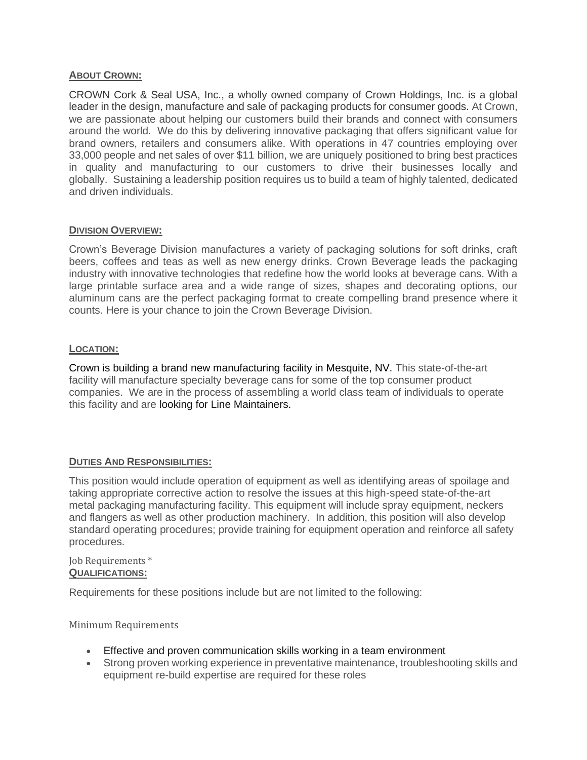## ABOUT CROWN:

CROWN Cork & Seal USA, Inc., a wholly owned company of Crown Holdings, Inc. is a global leader in the design, manufacture and sale of packaging products for consumer goods. At Crown, we are passionate about helping our customers build their brands and connect with consumers around the world. We do this by delivering innovative packaging that offers significant value for brand owners, retailers and consumers alike. With operations in 47 countries employing over 33,000 people and net sales of over $11 billion, we are uniquely positioned to bring best practices in quality and manufacturing to our customers to drive their businesses locally and globally. Sustaining a leadership position requires us to build a team of highly talented, dedicated and driven individuals.

## DIVISION OVERVIEW:

Crown's Beverage Division manufactures a variety of packaging solutions for soft drinks, craft beers, coffees and teas as well as new energy drinks. Crown Beverage leads the packaging industry with innovative technologies that redefine how the world looks at beverage cans. With a large printable surface area and a wide range of sizes, shapes and decorating options, our aluminum cans are the perfect packaging format to create compelling brand presence where it counts. Here is your chance to join the Crown Beverage Division.

## LOCATION:

Crown is building a brand new manufacturing facility in Mesquite, NV. This state-of-the-art facility will manufacture specialty beverage cans for some of the top consumer product companies. We are in the process of assembling a world class team of individuals to operate this facility and are looking for Line Maintainers.

## DUTIES AND RESPONSIBILITIES:

This position would include operation of equipment as well as identifying areas of spoilage and taking appropriate corrective action to resolve the issues at this high-speed state-of-the-art metal packaging manufacturing facility. This equipment will include spray equipment, neckers and flangers as well as other production machinery. In addition, this position will also develop standard operating procedures; provide training for equipment operation and reinforce all safety procedures.

Job Requirements *

## QUALIFICATIONS:

Requirements for these positions include but are not limited to the following:

Minimum Requirements

- Effective and proven communication skills working in a team environment
- Strong proven working experience in preventative maintenance, troubleshooting skills and equipment re-build expertise are required for these roles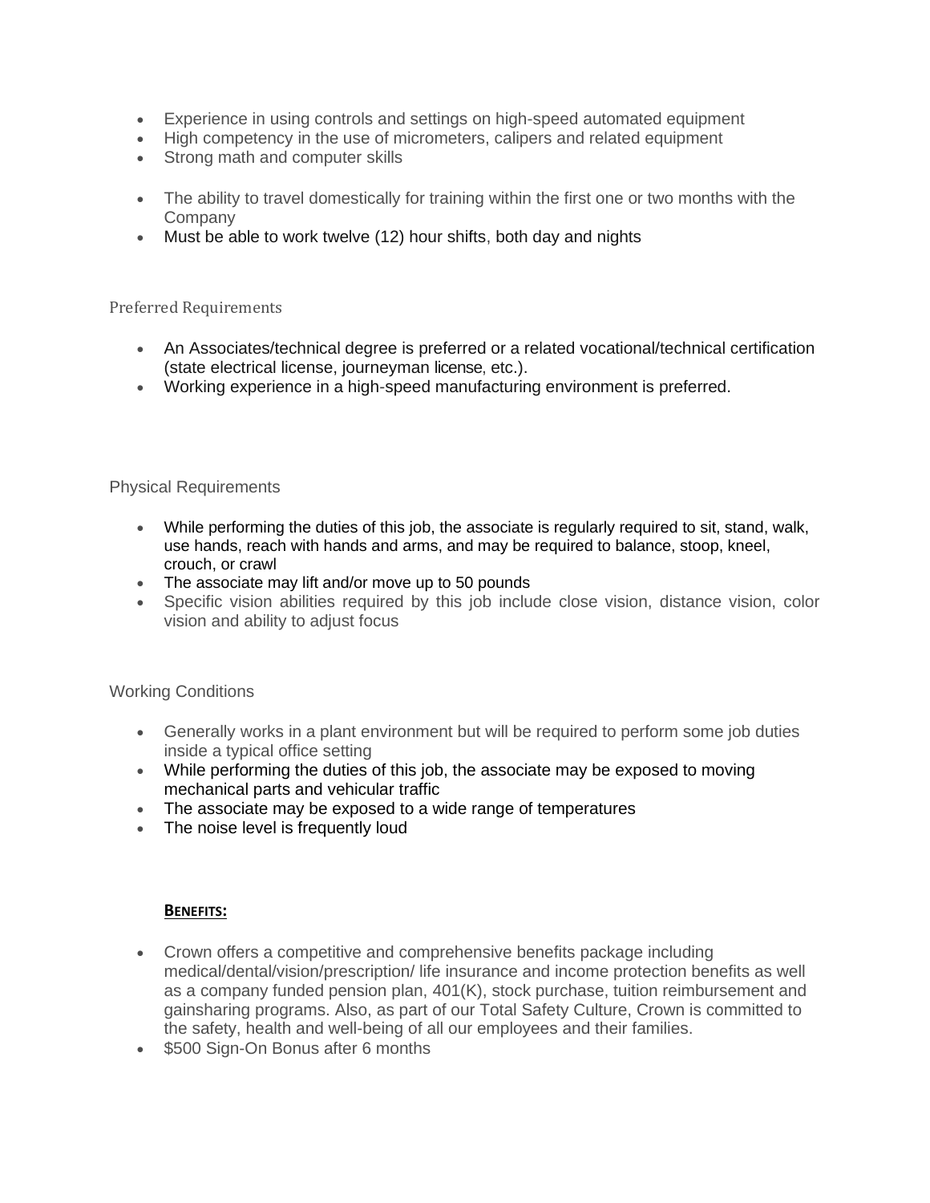- Experience in using controls and settings on high-speed automated equipment
- High competency in the use of micrometers, calipers and related equipment
- Strong math and computer skills

- The ability to travel domestically for training within the first one or two months with the Company
- Must be able to work twelve (12) hour shifts, both day and nights

### Preferred Requirements

- An Associates/technical degree is preferred or a related vocational/technical certification (state electrical license, journeyman license, etc.).
- Working experience in a high-speed manufacturing environment is preferred.

### Physical Requirements

- While performing the duties of this job, the associate is regularly required to sit, stand, walk, use hands, reach with hands and arms, and may be required to balance, stoop, kneel, crouch, or crawl
- The associate may lift and/or move up to 50 pounds
- Specific vision abilities required by this job include close vision, distance vision, color vision and ability to adjust focus

### Working Conditions

- Generally works in a plant environment but will be required to perform some job duties inside a typical office setting
- While performing the duties of this job, the associate may be exposed to moving mechanical parts and vehicular traffic
- The associate may be exposed to a wide range of temperatures
- The noise level is frequently loud

### BENEFITS:

- Crown offers a competitive and comprehensive benefits package including medical/dental/vision/prescription/ life insurance and income protection benefits as well as a company funded pension plan, 401(K), stock purchase, tuition reimbursement and gainsharing programs. Also, as part of our Total Safety Culture, Crown is committed to the safety, health and well-being of all our employees and their families.
- $500 Sign-On Bonus after 6 months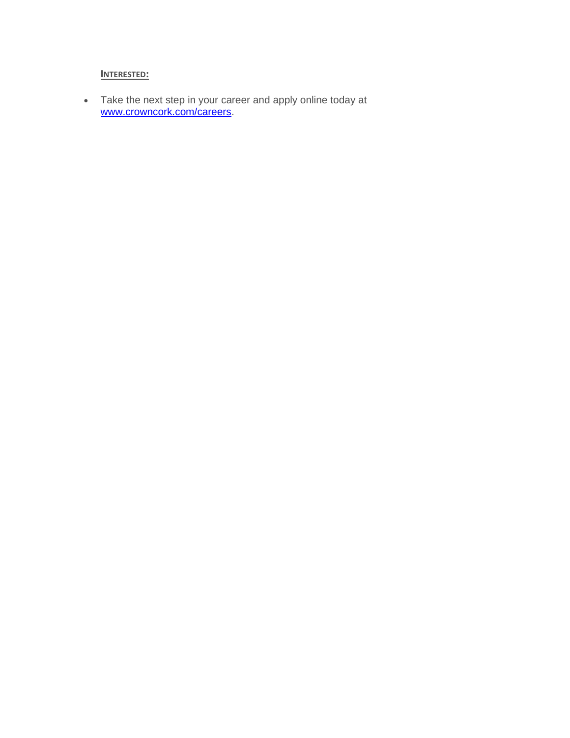**INTERESTED:**

- Take the next step in your career and apply online today at www.crowncork.com/careers.